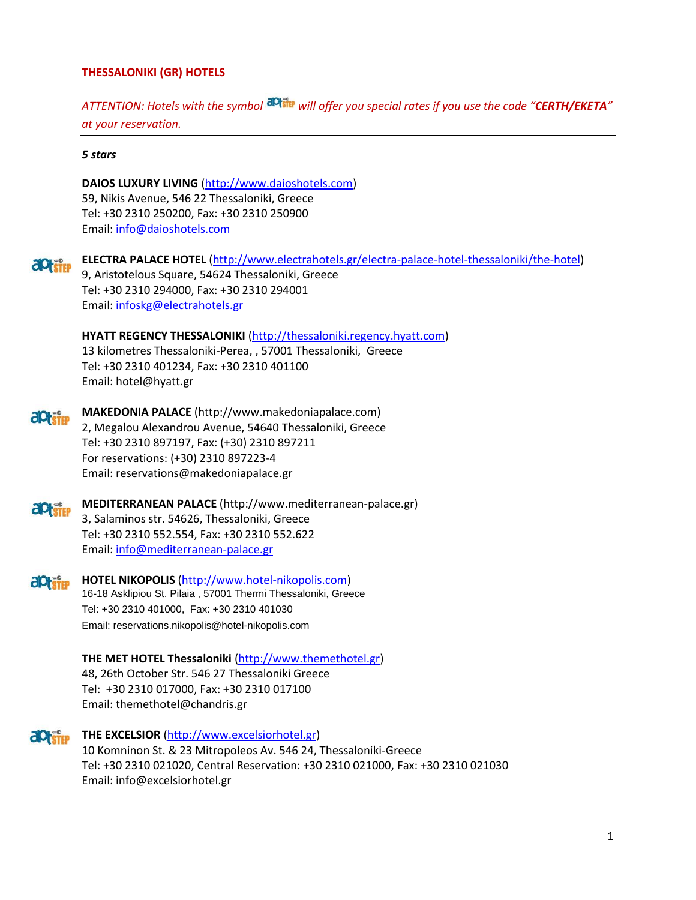**THESSALONIKI (GR) HOTELS**

*ATTENTION: Hotels with the symbol aptSTEP will offer you special rates if you use the code "**CERTH/EKETA**" at your reservation.*

---

***5 stars***

**DAIOS LUXURY LIVING** (http://www.daioshotels.com)
59, Nikis Avenue, 546 22 Thessaloniki, Greece
Tel: +30 2310 250200, Fax: +30 2310 250900
Email: info@daioshotels.com

aptSTEP **ELECTRA PALACE HOTEL** (http://www.electrahotels.gr/electra-palace-hotel-thessaloniki/the-hotel)
9, Aristotelous Square, 54624 Thessaloniki, Greece
Tel: +30 2310 294000, Fax: +30 2310 294001
Email: infoskg@electrahotels.gr

**HYATT REGENCY THESSALONIKI** (http://thessaloniki.regency.hyatt.com)
13 kilometres Thessaloniki-Perea, , 57001 Thessaloniki, Greece
Tel: +30 2310 401234, Fax: +30 2310 401100
Email: hotel@hyatt.gr

aptSTEP **MAKEDONIA PALACE** (http://www.makedoniapalace.com)
2, Megalou Alexandrou Avenue, 54640 Thessaloniki, Greece
Tel: +30 2310 897197, Fax: (+30) 2310 897211
For reservations: (+30) 2310 897223-4
Email: reservations@makedoniapalace.gr

aptSTEP **MEDITERRANEAN PALACE** (http://www.mediterranean-palace.gr)
3, Salaminos str. 54626, Thessaloniki, Greece
Tel: +30 2310 552.554, Fax: +30 2310 552.622
Email: info@mediterranean-palace.gr

aptSTEP **HOTEL NIKOPOLIS** (http://www.hotel-nikopolis.com)
16-18 Asklipiou St. Pilaia , 57001 Thermi Thessaloniki, Greece
Tel: +30 2310 401000, Fax: +30 2310 401030
Email: reservations.nikopolis@hotel-nikopolis.com

**THE MET HOTEL Thessaloniki** (http://www.themethotel.gr)
48, 26th October Str. 546 27 Thessaloniki Greece
Tel: +30 2310 017000, Fax: +30 2310 017100
Email: themethotel@chandris.gr

aptSTEP **THE EXCELSIOR** (http://www.excelsiorhotel.gr)
10 Komninon St. & 23 Mitropoleos Av. 546 24, Thessaloniki-Greece
Tel: +30 2310 021020, Central Reservation: +30 2310 021000, Fax: +30 2310 021030
Email: info@excelsiorhotel.gr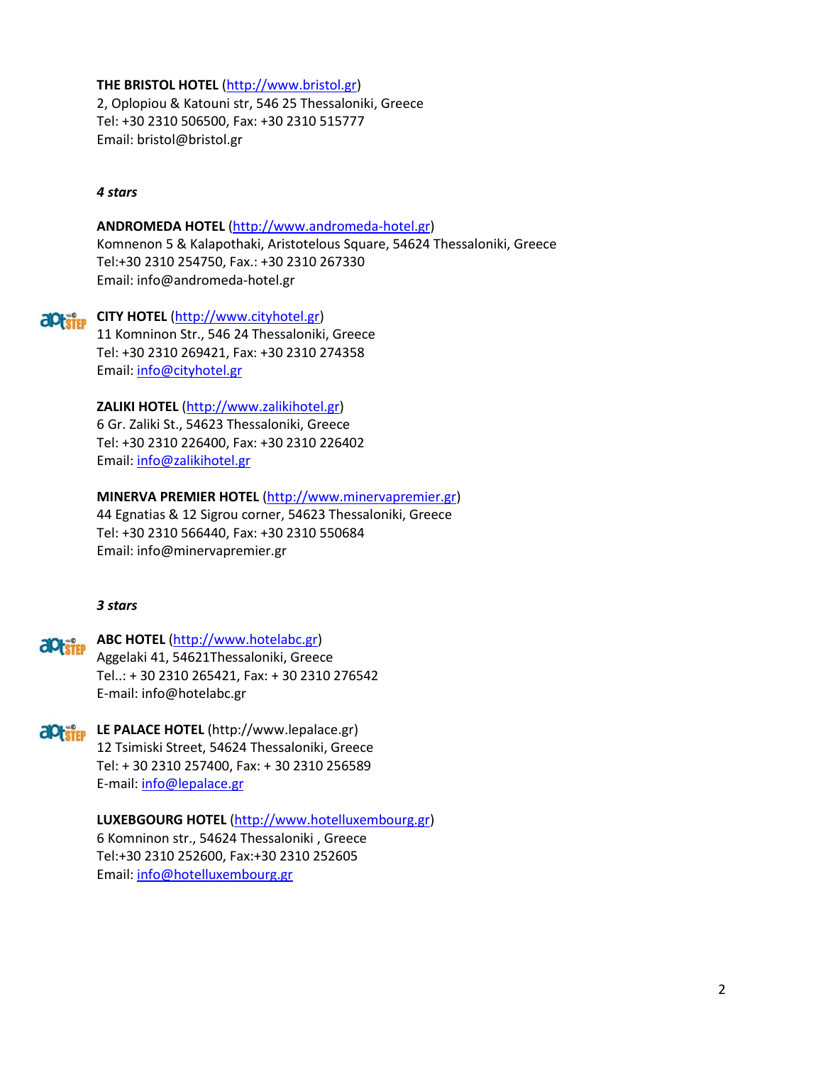**THE BRISTOL HOTEL** (http://www.bristol.gr)
2, Oplopiou & Katouni str, 546 25 Thessaloniki, Greece
Tel: +30 2310 506500, Fax: +30 2310 515777
Email: bristol@bristol.gr

***4 stars***

**ANDROMEDA HOTEL** (http://www.andromeda-hotel.gr)
Komnenon 5 & Kalapothaki, Aristotelous Square, 54624 Thessaloniki, Greece
Tel:+30 2310 254750, Fax.: +30 2310 267330
Email: info@andromeda-hotel.gr

**CITY HOTEL** (http://www.cityhotel.gr)
11 Komninon Str., 546 24 Thessaloniki, Greece
Tel: +30 2310 269421, Fax: +30 2310 274358
Email: info@cityhotel.gr

**ZALIKI HOTEL** (http://www.zalikihotel.gr)
6 Gr. Zaliki St., 54623 Thessaloniki, Greece
Tel: +30 2310 226400, Fax: +30 2310 226402
Email: info@zalikihotel.gr

**MINERVA PREMIER HOTEL** (http://www.minervapremier.gr)
44 Egnatias & 12 Sigrou corner, 54623 Thessaloniki, Greece
Tel: +30 2310 566440, Fax: +30 2310 550684
Email: info@minervapremier.gr

***3 stars***

**ABC HOTEL** (http://www.hotelabc.gr)
Aggelaki 41, 54621Thessaloniki, Greece
Tel..: + 30 2310 265421, Fax: + 30 2310 276542
E-mail: info@hotelabc.gr

**LE PALACE HOTEL** (http://www.lepalace.gr)
12 Tsimiski Street, 54624 Thessaloniki, Greece
Tel: + 30 2310 257400, Fax: + 30 2310 256589
E-mail: info@lepalace.gr

**LUXEBGOURG HOTEL** (http://www.hotelluxembourg.gr)
6 Komninon str., 54624 Thessaloniki , Greece
Tel:+30 2310 252600, Fax:+30 2310 252605
Email: info@hotelluxembourg.gr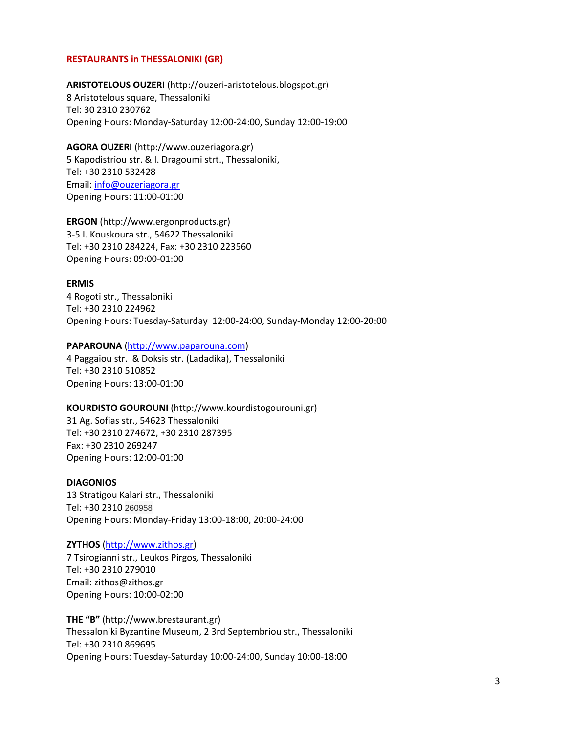## RESTAURANTS in THESSALONIKI (GR)

**ARISTOTELOUS OUZERI** (http://ouzeri-aristotelous.blogspot.gr)
8 Aristotelous square, Thessaloniki
Tel: 30 2310 230762
Opening Hours: Monday-Saturday 12:00-24:00, Sunday 12:00-19:00

**AGORA OUZERI** (http://www.ouzeriagora.gr)
5 Kapodistriou str. & I. Dragoumi strt., Thessaloniki,
Tel: +30 2310 532428
Email: info@ouzeriagora.gr
Opening Hours: 11:00-01:00

**ERGON** (http://www.ergonproducts.gr)
3-5 I. Kouskoura str., 54622 Thessaloniki
Tel: +30 2310 284224, Fax: +30 2310 223560
Opening Hours: 09:00-01:00

**ERMIS**
4 Rogoti str., Thessaloniki
Tel: +30 2310 224962
Opening Hours: Tuesday-Saturday 12:00-24:00, Sunday-Monday 12:00-20:00

**PAPAROUNA** (http://www.paparouna.com)
4 Paggaiou str. & Doksis str. (Ladadika), Thessaloniki
Tel: +30 2310 510852
Opening Hours: 13:00-01:00

**KOURDISTO GOUROUNI** (http://www.kourdistogourouni.gr)
31 Ag. Sofias str., 54623 Thessaloniki
Tel: +30 2310 274672, +30 2310 287395
Fax: +30 2310 269247
Opening Hours: 12:00-01:00

**DIAGONIOS**
13 Stratigou Kalari str., Thessaloniki
Tel: +30 2310 260958
Opening Hours: Monday-Friday 13:00-18:00, 20:00-24:00

**ZYTHOS** (http://www.zithos.gr)
7 Tsirogianni str., Leukos Pirgos, Thessaloniki
Tel: +30 2310 279010
Email: zithos@zithos.gr
Opening Hours: 10:00-02:00

**THE "B"** (http://www.brestaurant.gr)
Thessaloniki Byzantine Museum, 2 3rd Septembriou str., Thessaloniki
Tel: +30 2310 869695
Opening Hours: Tuesday-Saturday 10:00-24:00, Sunday 10:00-18:00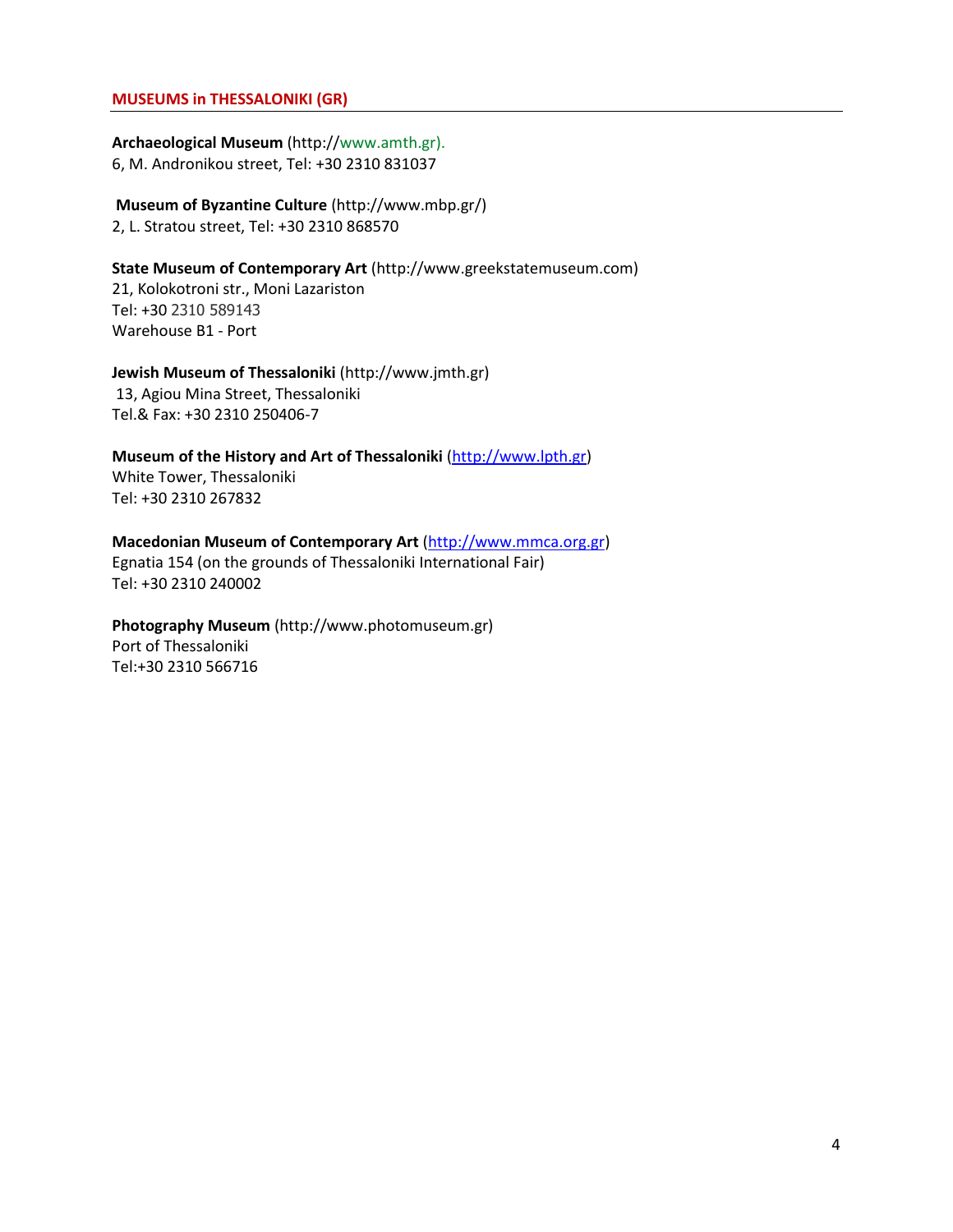## MUSEUMS in THESSALONIKI (GR)

**Archaeological Museum** (http://www.amth.gr).
6, M. Andronikou street, Tel: +30 2310 831037

**Museum of Byzantine Culture** (http://www.mbp.gr/)
2, L. Stratou street, Tel: +30 2310 868570

**State Museum of Contemporary Art** (http://www.greekstatemuseum.com)
21, Kolokotroni str., Moni Lazariston
Tel: +30 2310 589143
Warehouse B1 - Port

**Jewish Museum of Thessaloniki** (http://www.jmth.gr)
13, Agiou Mina Street, Thessaloniki
Tel.& Fax: +30 2310 250406-7

**Museum of the History and Art of Thessaloniki** (http://www.lpth.gr)
White Tower, Thessaloniki
Tel: +30 2310 267832

**Macedonian Museum of Contemporary Art** (http://www.mmca.org.gr)
Egnatia 154 (on the grounds of Thessaloniki International Fair)
Tel: +30 2310 240002

**Photography Museum** (http://www.photomuseum.gr)
Port of Thessaloniki
Tel:+30 2310 566716